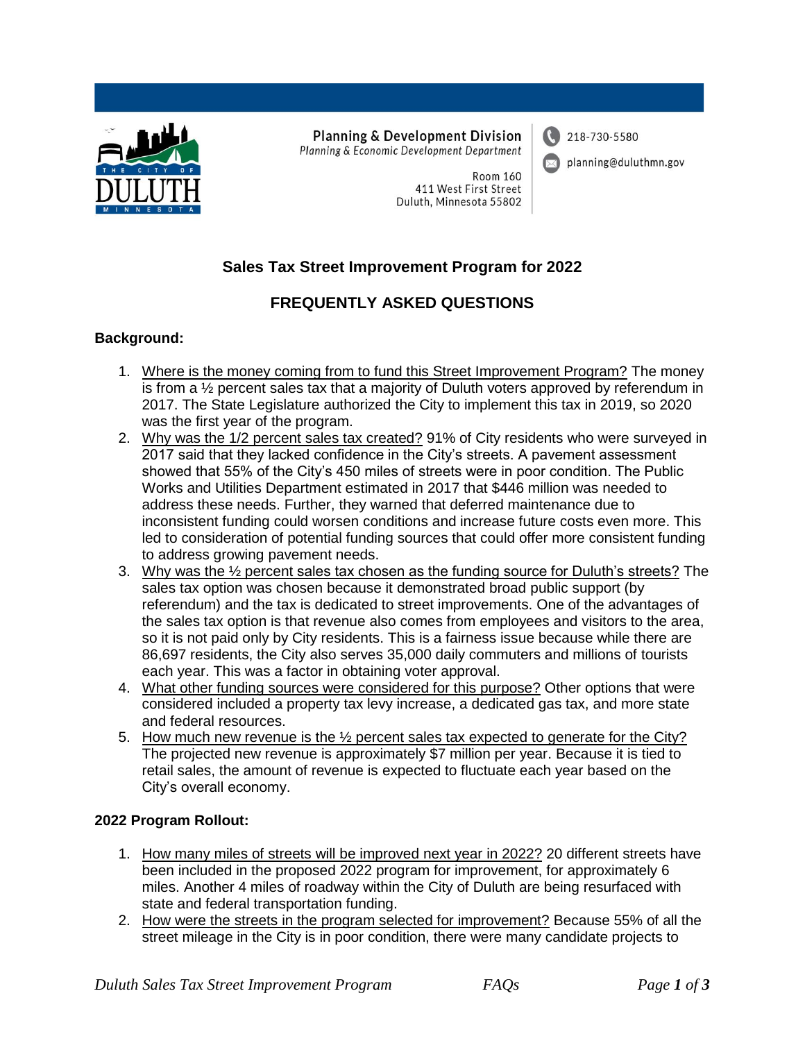Planning & Development Division
*Planning & Economic Development Department*

Room 160
411 West First Street
Duluth, Minnesota 55802

218-730-5580
planning@duluthmn.gov

## Sales Tax Street Improvement Program for 2022

## FREQUENTLY ASKED QUESTIONS

**Background:**

1. Where is the money coming from to fund this Street Improvement Program? The money is from a ½ percent sales tax that a majority of Duluth voters approved by referendum in 2017. The State Legislature authorized the City to implement this tax in 2019, so 2020 was the first year of the program.
2. Why was the 1/2 percent sales tax created? 91% of City residents who were surveyed in 2017 said that they lacked confidence in the City's streets. A pavement assessment showed that 55% of the City's 450 miles of streets were in poor condition. The Public Works and Utilities Department estimated in 2017 that $446 million was needed to address these needs. Further, they warned that deferred maintenance due to inconsistent funding could worsen conditions and increase future costs even more. This led to consideration of potential funding sources that could offer more consistent funding to address growing pavement needs.
3. Why was the ½ percent sales tax chosen as the funding source for Duluth's streets? The sales tax option was chosen because it demonstrated broad public support (by referendum) and the tax is dedicated to street improvements. One of the advantages of the sales tax option is that revenue also comes from employees and visitors to the area, so it is not paid only by City residents. This is a fairness issue because while there are 86,697 residents, the City also serves 35,000 daily commuters and millions of tourists each year. This was a factor in obtaining voter approval.
4. What other funding sources were considered for this purpose? Other options that were considered included a property tax levy increase, a dedicated gas tax, and more state and federal resources.
5. How much new revenue is the ½ percent sales tax expected to generate for the City? The projected new revenue is approximately $7 million per year. Because it is tied to retail sales, the amount of revenue is expected to fluctuate each year based on the City's overall economy.

**2022 Program Rollout:**

1. How many miles of streets will be improved next year in 2022? 20 different streets have been included in the proposed 2022 program for improvement, for approximately 6 miles. Another 4 miles of roadway within the City of Duluth are being resurfaced with state and federal transportation funding.
2. How were the streets in the program selected for improvement? Because 55% of all the street mileage in the City is in poor condition, there were many candidate projects to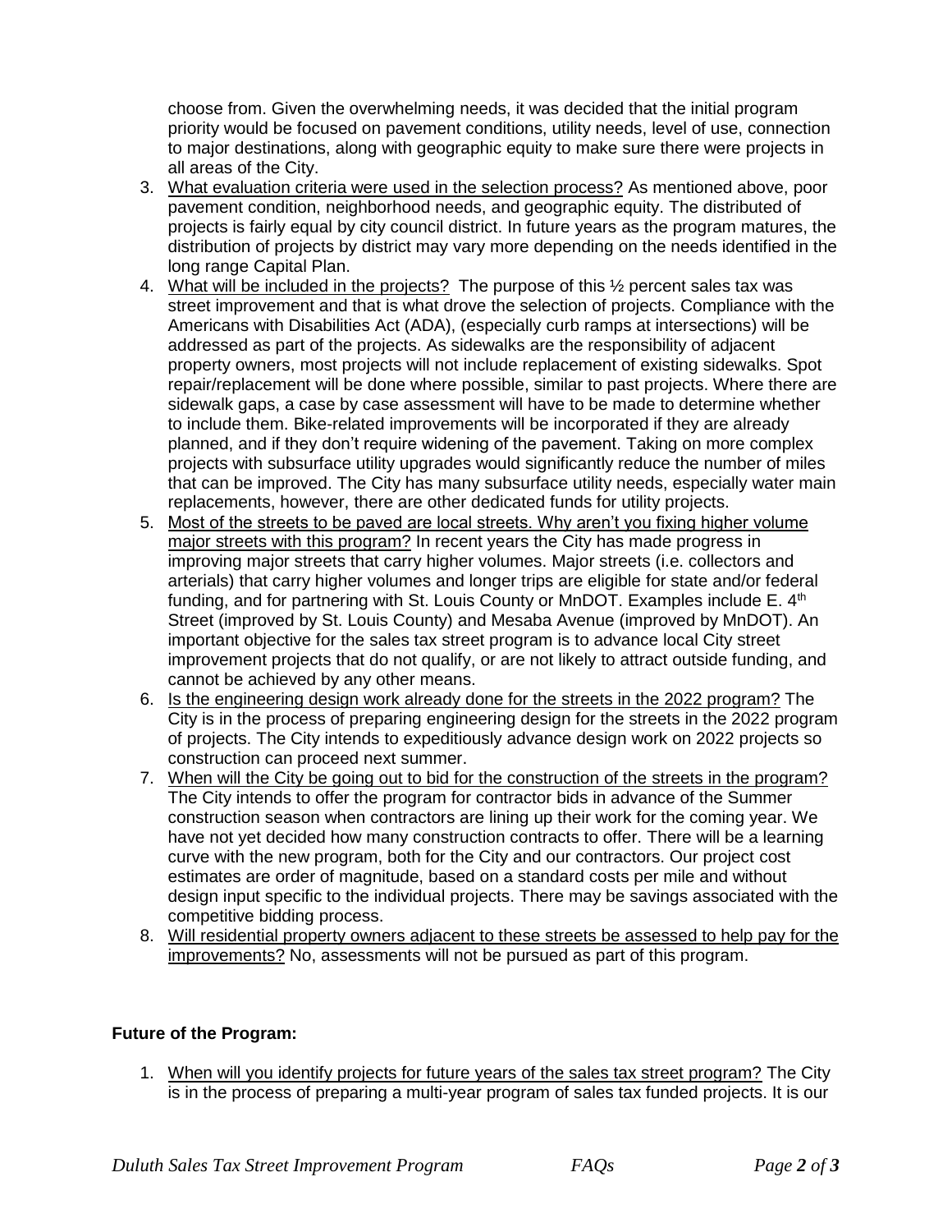choose from. Given the overwhelming needs, it was decided that the initial program priority would be focused on pavement conditions, utility needs, level of use, connection to major destinations, along with geographic equity to make sure there were projects in all areas of the City.

3. <u>What evaluation criteria were used in the selection process?</u> As mentioned above, poor pavement condition, neighborhood needs, and geographic equity. The distributed of projects is fairly equal by city council district. In future years as the program matures, the distribution of projects by district may vary more depending on the needs identified in the long range Capital Plan.
4. <u>What will be included in the projects?</u> The purpose of this ½ percent sales tax was street improvement and that is what drove the selection of projects. Compliance with the Americans with Disabilities Act (ADA), (especially curb ramps at intersections) will be addressed as part of the projects. As sidewalks are the responsibility of adjacent property owners, most projects will not include replacement of existing sidewalks. Spot repair/replacement will be done where possible, similar to past projects. Where there are sidewalk gaps, a case by case assessment will have to be made to determine whether to include them. Bike-related improvements will be incorporated if they are already planned, and if they don't require widening of the pavement. Taking on more complex projects with subsurface utility upgrades would significantly reduce the number of miles that can be improved. The City has many subsurface utility needs, especially water main replacements, however, there are other dedicated funds for utility projects.
5. <u>Most of the streets to be paved are local streets. Why aren't you fixing higher volume major streets with this program?</u> In recent years the City has made progress in improving major streets that carry higher volumes. Major streets (i.e. collectors and arterials) that carry higher volumes and longer trips are eligible for state and/or federal funding, and for partnering with St. Louis County or MnDOT. Examples include E. 4th Street (improved by St. Louis County) and Mesaba Avenue (improved by MnDOT). An important objective for the sales tax street program is to advance local City street improvement projects that do not qualify, or are not likely to attract outside funding, and cannot be achieved by any other means.
6. <u>Is the engineering design work already done for the streets in the 2022 program?</u> The City is in the process of preparing engineering design for the streets in the 2022 program of projects. The City intends to expeditiously advance design work on 2022 projects so construction can proceed next summer.
7. <u>When will the City be going out to bid for the construction of the streets in the program?</u> The City intends to offer the program for contractor bids in advance of the Summer construction season when contractors are lining up their work for the coming year. We have not yet decided how many construction contracts to offer. There will be a learning curve with the new program, both for the City and our contractors. Our project cost estimates are order of magnitude, based on a standard costs per mile and without design input specific to the individual projects. There may be savings associated with the competitive bidding process.
8. <u>Will residential property owners adjacent to these streets be assessed to help pay for the improvements?</u> No, assessments will not be pursued as part of this program.

**Future of the Program:**

1. <u>When will you identify projects for future years of the sales tax street program?</u> The City is in the process of preparing a multi-year program of sales tax funded projects. It is our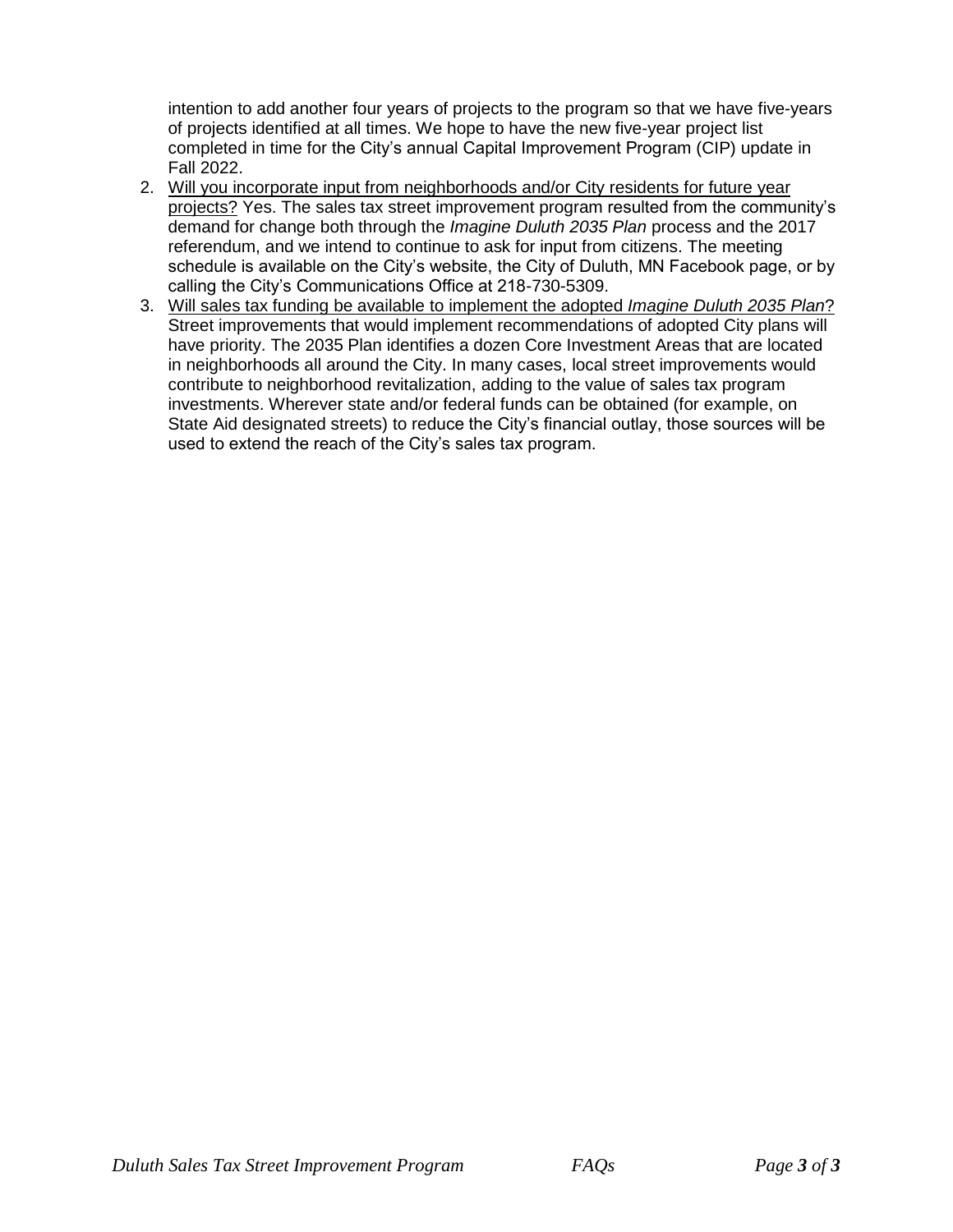intention to add another four years of projects to the program so that we have five-years of projects identified at all times. We hope to have the new five-year project list completed in time for the City's annual Capital Improvement Program (CIP) update in Fall 2022.

2. <u>Will you incorporate input from neighborhoods and/or City residents for future year projects?</u> Yes. The sales tax street improvement program resulted from the community's demand for change both through the *Imagine Duluth 2035 Plan* process and the 2017 referendum, and we intend to continue to ask for input from citizens. The meeting schedule is available on the City's website, the City of Duluth, MN Facebook page, or by calling the City's Communications Office at 218-730-5309.
3. <u>Will sales tax funding be available to implement the adopted *Imagine Duluth 2035 Plan*?</u> Street improvements that would implement recommendations of adopted City plans will have priority. The 2035 Plan identifies a dozen Core Investment Areas that are located in neighborhoods all around the City. In many cases, local street improvements would contribute to neighborhood revitalization, adding to the value of sales tax program investments. Wherever state and/or federal funds can be obtained (for example, on State Aid designated streets) to reduce the City's financial outlay, those sources will be used to extend the reach of the City's sales tax program.